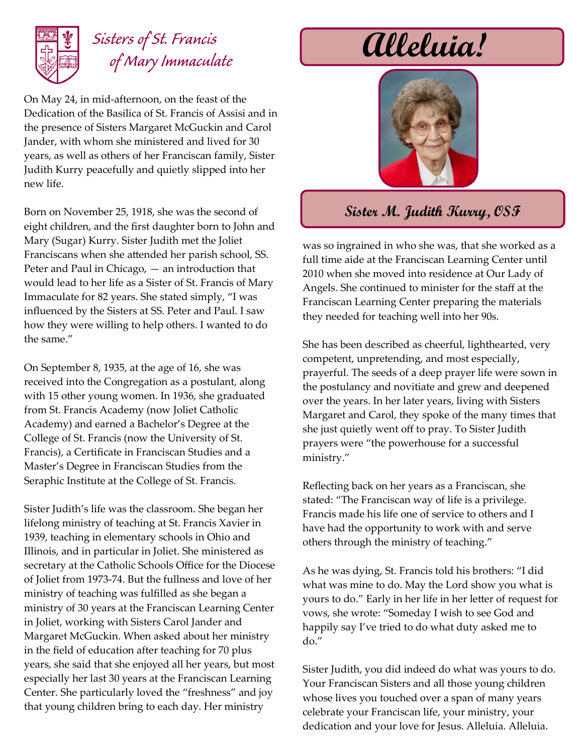Sisters of St. Francis of Mary Immaculate

# Alleluia!

## Sister M. Judith Kurry, OSF

On May 24, in mid-afternoon, on the feast of the Dedication of the Basilica of St. Francis of Assisi and in the presence of Sisters Margaret McGuckin and Carol Jander, with whom she ministered and lived for 30 years, as well as others of her Franciscan family, Sister Judith Kurry peacefully and quietly slipped into her new life.

Born on November 25, 1918, she was the second of eight children, and the first daughter born to John and Mary (Sugar) Kurry. Sister Judith met the Joliet Franciscans when she attended her parish school, SS. Peter and Paul in Chicago, — an introduction that would lead to her life as a Sister of St. Francis of Mary Immaculate for 82 years. She stated simply, "I was influenced by the Sisters at SS. Peter and Paul. I saw how they were willing to help others. I wanted to do the same."

On September 8, 1935, at the age of 16, she was received into the Congregation as a postulant, along with 15 other young women. In 1936, she graduated from St. Francis Academy (now Joliet Catholic Academy) and earned a Bachelor's Degree at the College of St. Francis (now the University of St. Francis), a Certificate in Franciscan Studies and a Master's Degree in Franciscan Studies from the Seraphic Institute at the College of St. Francis.

Sister Judith's life was the classroom. She began her lifelong ministry of teaching at St. Francis Xavier in 1939, teaching in elementary schools in Ohio and Illinois, and in particular in Joliet. She ministered as secretary at the Catholic Schools Office for the Diocese of Joliet from 1973-74. But the fullness and love of her ministry of teaching was fulfilled as she began a ministry of 30 years at the Franciscan Learning Center in Joliet, working with Sisters Carol Jander and Margaret McGuckin. When asked about her ministry in the field of education after teaching for 70 plus years, she said that she enjoyed all her years, but most especially her last 30 years at the Franciscan Learning Center. She particularly loved the "freshness" and joy that young children bring to each day. Her ministry was so ingrained in who she was, that she worked as a full time aide at the Franciscan Learning Center until 2010 when she moved into residence at Our Lady of Angels. She continued to minister for the staff at the Franciscan Learning Center preparing the materials they needed for teaching well into her 90s.

She has been described as cheerful, lighthearted, very competent, unpretending, and most especially, prayerful. The seeds of a deep prayer life were sown in the postulancy and novitiate and grew and deepened over the years. In her later years, living with Sisters Margaret and Carol, they spoke of the many times that she just quietly went off to pray. To Sister Judith prayers were "the powerhouse for a successful ministry."

Reflecting back on her years as a Franciscan, she stated: "The Franciscan way of life is a privilege. Francis made his life one of service to others and I have had the opportunity to work with and serve others through the ministry of teaching."

As he was dying, St. Francis told his brothers: "I did what was mine to do. May the Lord show you what is yours to do." Early in her life in her letter of request for vows, she wrote: "Someday I wish to see God and happily say I've tried to do what duty asked me to do."

Sister Judith, you did indeed do what was yours to do. Your Franciscan Sisters and all those young children whose lives you touched over a span of many years celebrate your Franciscan life, your ministry, your dedication and your love for Jesus. Alleluia. Alleluia.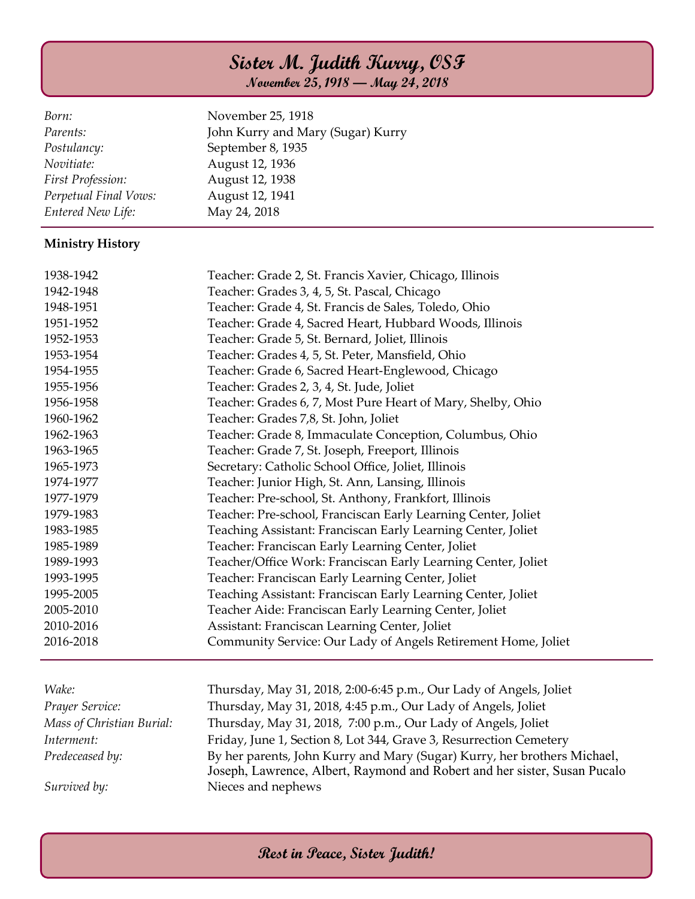# Sister M. Judith Kurry, OSF

**November 25, 1918 — May 24, 2018**

| | |
|---|---|
| *Born:* | November 25, 1918 |
| *Parents:* | John Kurry and Mary (Sugar) Kurry |
| *Postulancy:* | September 8, 1935 |
| *Novitiate:* | August 12, 1936 |
| *First Profession:* | August 12, 1938 |
| *Perpetual Final Vows:* | August 12, 1941 |
| *Entered New Life:* | May 24, 2018 |

**Ministry History**

| | |
|---|---|
| 1938-1942 | Teacher: Grade 2, St. Francis Xavier, Chicago, Illinois |
| 1942-1948 | Teacher: Grades 3, 4, 5, St. Pascal, Chicago |
| 1948-1951 | Teacher: Grade 4, St. Francis de Sales, Toledo, Ohio |
| 1951-1952 | Teacher: Grade 4, Sacred Heart, Hubbard Woods, Illinois |
| 1952-1953 | Teacher: Grade 5, St. Bernard, Joliet, Illinois |
| 1953-1954 | Teacher: Grades 4, 5, St. Peter, Mansfield, Ohio |
| 1954-1955 | Teacher: Grade 6, Sacred Heart-Englewood, Chicago |
| 1955-1956 | Teacher: Grades 2, 3, 4, St. Jude, Joliet |
| 1956-1958 | Teacher: Grades 6, 7, Most Pure Heart of Mary, Shelby, Ohio |
| 1960-1962 | Teacher: Grades 7,8, St. John, Joliet |
| 1962-1963 | Teacher: Grade 8, Immaculate Conception, Columbus, Ohio |
| 1963-1965 | Teacher: Grade 7, St. Joseph, Freeport, Illinois |
| 1965-1973 | Secretary: Catholic School Office, Joliet, Illinois |
| 1974-1977 | Teacher: Junior High, St. Ann, Lansing, Illinois |
| 1977-1979 | Teacher: Pre-school, St. Anthony, Frankfort, Illinois |
| 1979-1983 | Teacher: Pre-school, Franciscan Early Learning Center, Joliet |
| 1983-1985 | Teaching Assistant: Franciscan Early Learning Center, Joliet |
| 1985-1989 | Teacher: Franciscan Early Learning Center, Joliet |
| 1989-1993 | Teacher/Office Work: Franciscan Early Learning Center, Joliet |
| 1993-1995 | Teacher: Franciscan Early Learning Center, Joliet |
| 1995-2005 | Teaching Assistant: Franciscan Early Learning Center, Joliet |
| 2005-2010 | Teacher Aide: Franciscan Early Learning Center, Joliet |
| 2010-2016 | Assistant: Franciscan Learning Center, Joliet |
| 2016-2018 | Community Service: Our Lady of Angels Retirement Home, Joliet |

| | |
|---|---|
| *Wake:* | Thursday, May 31, 2018, 2:00-6:45 p.m., Our Lady of Angels, Joliet |
| *Prayer Service:* | Thursday, May 31, 2018, 4:45 p.m., Our Lady of Angels, Joliet |
| *Mass of Christian Burial:* | Thursday, May 31, 2018, 7:00 p.m., Our Lady of Angels, Joliet |
| *Interment:* | Friday, June 1, Section 8, Lot 344, Grave 3, Resurrection Cemetery |
| *Predeceased by:* | By her parents, John Kurry and Mary (Sugar) Kurry, her brothers Michael, Joseph, Lawrence, Albert, Raymond and Robert and her sister, Susan Pucalo |
| *Survived by:* | Nieces and nephews |

**Rest in Peace, Sister Judith!**